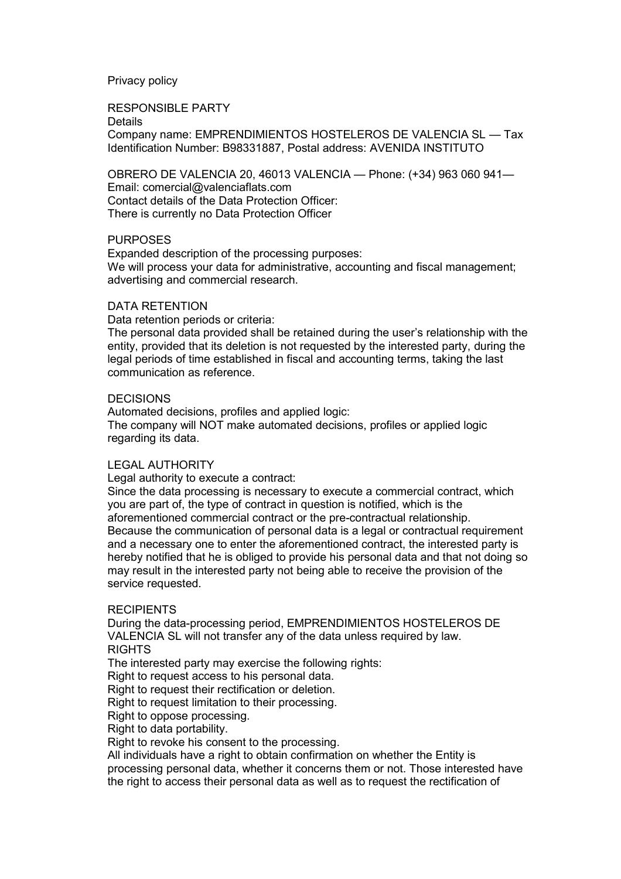Privacy policy

## RESPONSIBLE PARTY

Details

Company name: EMPRENDIMIENTOS HOSTELEROS DE VALENCIA SL — Tax Identification Number: B98331887, Postal address: AVENIDA INSTITUTO

OBRERO DE VALENCIA 20, 46013 VALENCIA — Phone: (+34) 963 060 941— Email: comercial@valenciaflats.com

Contact details of the Data Protection Officer:

There is currently no Data Protection Officer

## PURPOSES

Expanded description of the processing purposes:

We will process your data for administrative, accounting and fiscal management; advertising and commercial research.

## DATA RETENTION

Data retention periods or criteria:

The personal data provided shall be retained during the user's relationship with the entity, provided that its deletion is not requested by the interested party, during the legal periods of time established in fiscal and accounting terms, taking the last communication as reference.

## DECISIONS

Automated decisions, profiles and applied logic:

The company will NOT make automated decisions, profiles or applied logic regarding its data.

## LEGAL AUTHORITY

Legal authority to execute a contract:

Since the data processing is necessary to execute a commercial contract, which you are part of, the type of contract in question is notified, which is the aforementioned commercial contract or the pre-contractual relationship.

Because the communication of personal data is a legal or contractual requirement and a necessary one to enter the aforementioned contract, the interested party is hereby notified that he is obliged to provide his personal data and that not doing so may result in the interested party not being able to receive the provision of the service requested.

## RECIPIENTS

During the data-processing period, EMPRENDIMIENTOS HOSTELEROS DE VALENCIA SL will not transfer any of the data unless required by law.

## RIGHTS

The interested party may exercise the following rights:

Right to request access to his personal data.

Right to request their rectification or deletion.

Right to request limitation to their processing.

Right to oppose processing.

Right to data portability.

Right to revoke his consent to the processing.

All individuals have a right to obtain confirmation on whether the Entity is processing personal data, whether it concerns them or not. Those interested have the right to access their personal data as well as to request the rectification of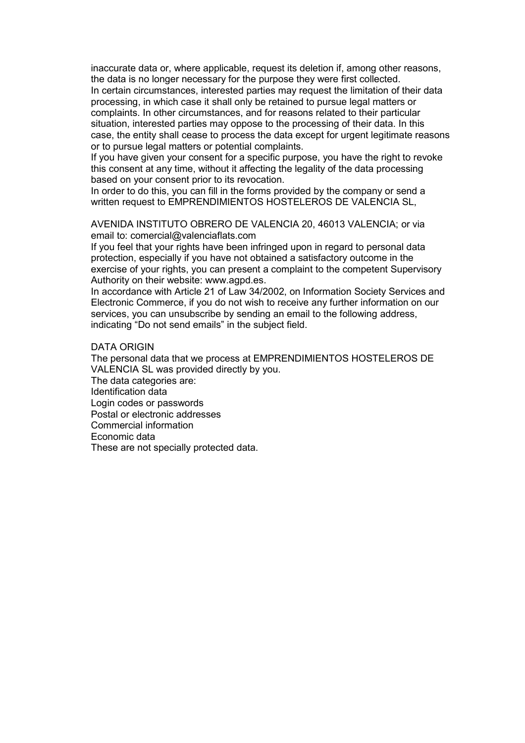inaccurate data or, where applicable, request its deletion if, among other reasons, the data is no longer necessary for the purpose they were first collected.
In certain circumstances, interested parties may request the limitation of their data processing, in which case it shall only be retained to pursue legal matters or complaints. In other circumstances, and for reasons related to their particular situation, interested parties may oppose to the processing of their data. In this case, the entity shall cease to process the data except for urgent legitimate reasons or to pursue legal matters or potential complaints.
If you have given your consent for a specific purpose, you have the right to revoke this consent at any time, without it affecting the legality of the data processing based on your consent prior to its revocation.
In order to do this, you can fill in the forms provided by the company or send a written request to EMPRENDIMIENTOS HOSTELEROS DE VALENCIA SL,

AVENIDA INSTITUTO OBRERO DE VALENCIA 20, 46013 VALENCIA; or via email to: comercial@valenciaflats.com
If you feel that your rights have been infringed upon in regard to personal data protection, especially if you have not obtained a satisfactory outcome in the exercise of your rights, you can present a complaint to the competent Supervisory Authority on their website: www.agpd.es.
In accordance with Article 21 of Law 34/2002, on Information Society Services and Electronic Commerce, if you do not wish to receive any further information on our services, you can unsubscribe by sending an email to the following address, indicating “Do not send emails” in the subject field.

DATA ORIGIN
The personal data that we process at EMPRENDIMIENTOS HOSTELEROS DE VALENCIA SL was provided directly by you.
The data categories are:
Identification data
Login codes or passwords
Postal or electronic addresses
Commercial information
Economic data
These are not specially protected data.